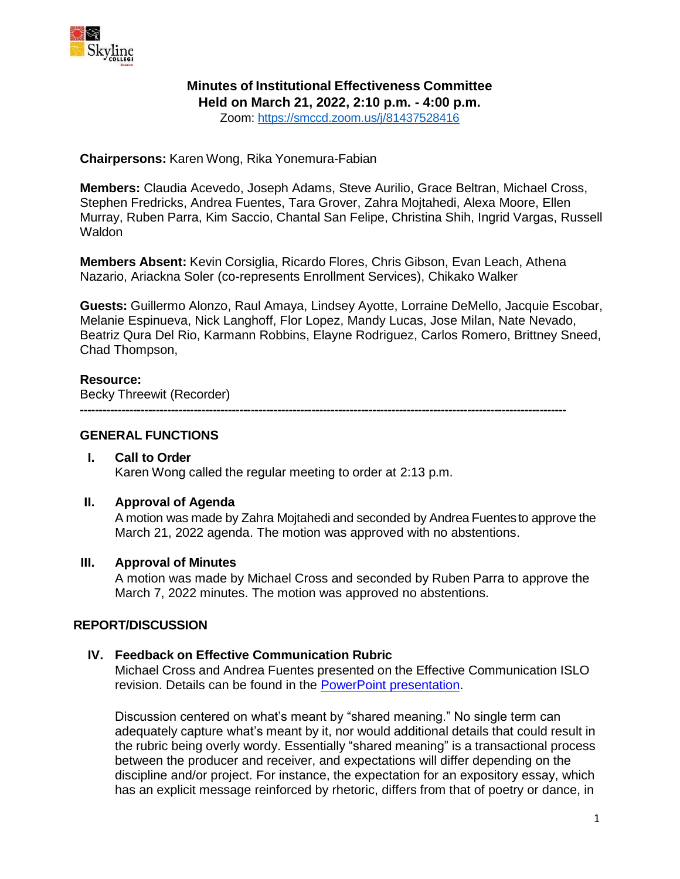# Minutes of Institutional Effectiveness Committee
## Held on March 21, 2022, 2:10 p.m. - 4:00 p.m.

Zoom: [https://smccd.zoom.us/j/81437528416](https://smccd.zoom.us/j/81437528416)

**Chairpersons:** Karen Wong, Rika Yonemura-Fabian

**Members:** Claudia Acevedo, Joseph Adams, Steve Aurilio, Grace Beltran, Michael Cross, Stephen Fredricks, Andrea Fuentes, Tara Grover, Zahra Mojtahedi, Alexa Moore, Ellen Murray, Ruben Parra, Kim Saccio, Chantal San Felipe, Christina Shih, Ingrid Vargas, Russell Waldon

**Members Absent:** Kevin Corsiglia, Ricardo Flores, Chris Gibson, Evan Leach, Athena Nazario, Ariackna Soler (co-represents Enrollment Services), Chikako Walker

**Guests:** Guillermo Alonzo, Raul Amaya, Lindsey Ayotte, Lorraine DeMello, Jacquie Escobar, Melanie Espinueva, Nick Langhoff, Flor Lopez, Mandy Lucas, Jose Milan, Nate Nevado, Beatriz Qura Del Rio, Karmann Robbins, Elayne Rodriguez, Carlos Romero, Brittney Sneed, Chad Thompson,

**Resource:**
Becky Threewit (Recorder)

---

### GENERAL FUNCTIONS

**I. Call to Order**

Karen Wong called the regular meeting to order at 2:13 p.m.

**II. Approval of Agenda**

A motion was made by Zahra Mojtahedi and seconded by Andrea Fuentes to approve the March 21, 2022 agenda. The motion was approved with no abstentions.

**III. Approval of Minutes**

A motion was made by Michael Cross and seconded by Ruben Parra to approve the March 7, 2022 minutes. The motion was approved no abstentions.

### REPORT/DISCUSSION

**IV. Feedback on Effective Communication Rubric**

Michael Cross and Andrea Fuentes presented on the Effective Communication ISLO revision. Details can be found in the [PowerPoint presentation](PowerPoint presentation).

Discussion centered on what's meant by "shared meaning." No single term can adequately capture what's meant by it, nor would additional details that could result in the rubric being overly wordy. Essentially "shared meaning" is a transactional process between the producer and receiver, and expectations will differ depending on the discipline and/or project. For instance, the expectation for an expository essay, which has an explicit message reinforced by rhetoric, differs from that of poetry or dance, in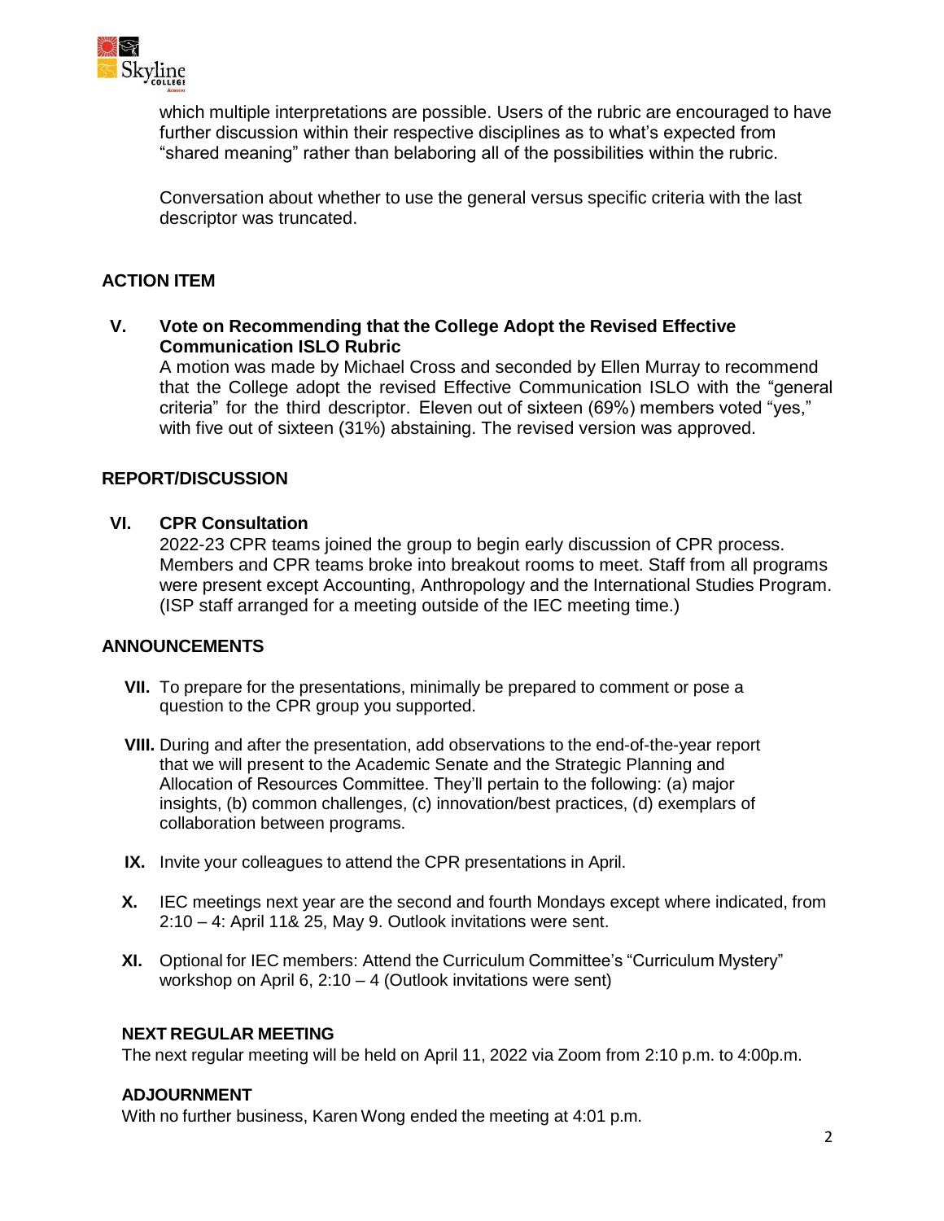which multiple interpretations are possible. Users of the rubric are encouraged to have further discussion within their respective disciplines as to what's expected from "shared meaning" rather than belaboring all of the possibilities within the rubric.

Conversation about whether to use the general versus specific criteria with the last descriptor was truncated.

## ACTION ITEM

**V. Vote on Recommending that the College Adopt the Revised Effective Communication ISLO Rubric**

A motion was made by Michael Cross and seconded by Ellen Murray to recommend that the College adopt the revised Effective Communication ISLO with the "general criteria" for the third descriptor. Eleven out of sixteen (69%) members voted "yes," with five out of sixteen (31%) abstaining. The revised version was approved.

## REPORT/DISCUSSION

**VI. CPR Consultation**

2022-23 CPR teams joined the group to begin early discussion of CPR process. Members and CPR teams broke into breakout rooms to meet. Staff from all programs were present except Accounting, Anthropology and the International Studies Program. (ISP staff arranged for a meeting outside of the IEC meeting time.)

## ANNOUNCEMENTS

**VII.** To prepare for the presentations, minimally be prepared to comment or pose a question to the CPR group you supported.

**VIII.** During and after the presentation, add observations to the end-of-the-year report that we will present to the Academic Senate and the Strategic Planning and Allocation of Resources Committee. They'll pertain to the following: (a) major insights, (b) common challenges, (c) innovation/best practices, (d) exemplars of collaboration between programs.

**IX.** Invite your colleagues to attend the CPR presentations in April.

**X.** IEC meetings next year are the second and fourth Mondays except where indicated, from 2:10 – 4: April 11& 25, May 9. Outlook invitations were sent.

**XI.** Optional for IEC members: Attend the Curriculum Committee's "Curriculum Mystery" workshop on April 6, 2:10 – 4 (Outlook invitations were sent)

## NEXT REGULAR MEETING

The next regular meeting will be held on April 11, 2022 via Zoom from 2:10 p.m. to 4:00p.m.

## ADJOURNMENT

With no further business, Karen Wong ended the meeting at 4:01 p.m.